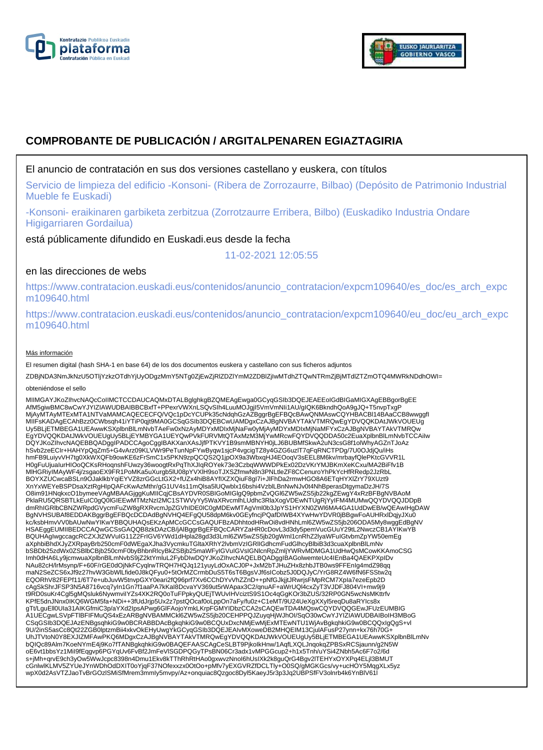# COMPROBANTE DE PUBLICACIÓN / ARGITALPENAREN EGIAZTAGIRIA

El anuncio de contratación en sus dos versiones castellano y euskera, con títulos

Servicio de limpieza del edificio -Konsoni- (Ribera de Zorrozaurre, Bilbao) (Depósito de Patrimonio Industrial Mueble fe Euskadi)

-Konsoni- eraikinaren garbiketa zerbitzua (Zorrotzaurre Erribera, Bilbo) (Euskadiko Industria Ondare Higigarriaren Gordailua)

está públicamente difundido en Euskadi.eus desde la fecha

11-02-2021 12:05:55

en las direcciones de webs

https://www.contratacion.euskadi.eus/contenidos/anuncio_contratacion/expcm109640/es_doc/es_arch_expcm109640.html

https://www.contratacion.euskadi.eus/contenidos/anuncio_contratacion/expcm109640/eu_doc/eu_arch_expcm109640.html

Más información

El resumen digital (hash SHA-1 en base 64) de los dos documentos euskera y castellano con sus ficheros adjuntos

ZDBjNDA3NmJkNzU5OTljYzkzOTdhYjUyODgzMmY5NTg0ZjEwZjRlZDZlYmM2ZDBlZjIwMTdhZTQwNTRmZjBjMTdlZTZmOTQ4MWRkNDdhOWI=

obteniéndose el sello

MIIMGAYJKoZIhvcNAQcCoIIMCTCCDAUCAQMxDTALBglghkgBZQMEAgEwga0GCyqGSIb3DQEJEAEEoIGdBIGaMIGXAgEBBgorBgEE
AfM5giwBMC8wCwYJYIZIAWUDBAIBBCBxfT+PPexrVWXnLSQvSIh4LuuMOJgjl5VmVmNIi1AU/glQK6BkndhQoA9gJQ+T5nvpTxgP
MjAyMTAyMTExMTA1NTVaMAMCAQECECFQ/VQc1pDcYCUPk35cNdqhGzAZBggrBgEFBQcBAwQNMAswCQYHBACBl14BAaCCB8wwggfl
MIIFsKADAgECAhBzz0CWbsqh41iYTiP0qjt9MA0GCSqGSIb3DQEBCwUAMDgxCzAJBgNVBAYTAkVTMRQwEgYDVQQKDAtJWkVOUEUg
Uy5BLjETMBEGA1UEAwwKSXplbnBlLmNvbTAeFw0xNzAyMDYxMDIxMjNaFw0yMjAyMDYxMDIxMjNaMFYxCzAJBgNVBAYTAkVTMRQw
EgYDVQQKDAtJWkVOUEUgUy5BLjEYMBYGA1UEYQwPVkFURVMtQTAxMzM3MjYwMRcwFQYDVQQDDA50c2EuaXplbnBlLmNvbTCCAiIw
DQYJKoZIhvcNAQEBBQADggIPADCCAgoCggIBAKXanXAsJjfPTKVY1B9smMBNYH0jLJ6BUBMfSkwA2uN3csG8f1olWhyAGZnTJoAz
hSvb2zeECIr+HAHYpQqZm5+G4vArz09KLVWr9PeTunNpFYwByqw1sjcP4vgcigTZ8y4GZG6uzlT7qFqRNCTPDg/7U0OJdjQu/iHs
hmFB9LuiyvVH7tg0XkWXQFb9owKE6zFrSmC1x5PKN9zpQCQS2Q1jpOX9a3WbxqHJ4EOoqV3sEEL8M6kv/mrbayfQlePKtcGVVR1L
H0gFuUjualurHIOoQCKsRHoqnshFUwzy36woogtRxPqThXJlqROYek73e3CzbqWWWDPkEx02DzVKrYMJBKmXeKCxu/MA2BiFfv1B
MIHGRiyIMAyWF4j/zsgaoEX9FR1PoMKa5uXurgb5lU08pYVXlH9soTJXSZfmwN8n3PNLtleZF8CCenuroYhPkYcHfRRedp2JzRbL
BOYXZUCwcaBSLn9OJaklkbYqiEYVZ8zrGGcLtGX2+fUZx4hiB8AYflXZXQiuF8gl7i+JlFhDa2rmwHGO8A6ETqHYXlZrY79XUzt9
XnYxWEYeBSPDsaXztRgHlpQAFcKwAzMthr/gG1UV4s11mQlsa5lUQwblx16bshi4VzblLBnNwNJv0t4NhBperasDtgymaDzJH/7S
O8im91HNqkxcO1bymeeVAgMBAAGjggKuMIICqjCBsAYDVR0SBIGoMIGlgQ9pbmZvQGl6ZW5wZS5jb22kgZEwgY4xRzBFBgNVBAoM
PklaRU5QRSBTLkEuIC0gQ0lGIEEwMTMzNzI2MC1STWVyYy5WaXRvcmlhLUdhc3RlaXogVDEwNTUgRjYyIFM4MUMwQQYDVQQJDDpB
dmRhIGRlbCBNZWRpdGVycmFuZW8gRXRvcmJpZGVhIDE0IC0gMDEwMTAgVml0b3JpYS1HYXN0ZWl6MA4GA1UdDwEB/wQEAwIHgDAW
BgNVHSUBAf8EDDAKBggrBgEFBQcDCDAdBgNVHQ4EFgQU58dpM6kv0GEyfncjPQafDIWB4XYwHwYDVR0jBBgwFoAUHRxlDqjyJXu0
kc/ksbHmvVV0bAUwNwYIKwYBBQUHAQsEKzApMCcGCCsGAQUFBzADhhtodHRwOi8vdHNhLml6ZW5wZS5jb206ODA5My8wggEdBgNV
HSAEggEUMIIBEDCCAQwGCSsGAQQB8zkDAzCB/jAlBggrBgEFBQcCARYZaHR0cDovL3d3dy5pemVucGUuY29tL2NwczCB1AYIKwYB
BQUHAgIwgccagcRCZXJtZWVuIG11Z2FrIGV6YWd1dHpla28gd3d3Lml6ZW5wZS5jb20gWml1cnRhZ2lyaWFuIGtvbmZpYW50emEg
aXphbiBhdXJyZXRpayBrb250cmF0dWEgaXJha3VycmkuTGltaXRhY2lvbmVzIGRlIGdhcmFudGlhcyBlbiB3d3cuaXplbnBlLmNv
bSBDb25zdWx0ZSBlbCBjb250cmF0byBhbnRlcyBkZSBjb25maWFyIGVuIGVsIGNlcnRpZmljYWRvMDMGA1UdHwQsMCowKKAmoCSG
Imh0dHA6Ly9jcmwuaXplbnBlLmNvbS9jZ2ktYmluL2FybDIwDQYJKoZIhvcNAQELBQADggIBAGolwemteUc4lEnBa4QAEKPXpIDv
NAu82cH/lrMsynp/F+60F/rGE0dOjNkFCyqlrwTRQH7HQJq121yuyLdOxACJ0P+JxM2bTJHuZHx8zhbJTB0ws9FFEnIg4mdZ98qq
maN2SeZCS6xJf9z27hvW3GbWlLfide0J8kQFyu0+5tOrMZCrmbDuS5T6sT6BgsVJf6slCobz5J0DQJyC/YrG8RZ4W6fN6FSStw2q
EQORhV82FEPf11/6T7e+ubJuvW5tnvpGXY0eari2fQ96prf7Xv6CChDYvVhZZnD++pNfGJkjjtJRwrjsFMpRCM7Xpla7ezeEpb2D
cAgSkShrJFSP3N5A8716vcq7yln1Gn7f1aaPA7kKal8DcvaYV369ut5rWApax3C2/qnuAF+aWrUQl4cxZyT3VJDFJ804VI+mw9j9
t9RD0suKr4Cgl5gMQsluk6NywmviIYZs4XK2RQ0oTuFPpkyQUEjTWUvIHVciztS9S1Oc4qGgKOr3bZUS/32RP0GN5wcNsMKttrfv
KPfE5dnJNnx0IKQ6WGM5fa+NDi++3fUdJrjp5Ux2z7pstQOcaf0oLppOn7aFy/fu0z+C1eMT/9U24UeXgXXyl5reqDu8aRYlcs8x
gTt/LguEll0Ula31AIKGfmiC3p/aYXd2IpsAPwg6GlFAojoYmkLKrpFGMYIDbzCCA2sCAQEwTDA4MQswCQYDVQQGEwJFUzEUMBIG
A1UECgwLSVpFTlBFIFMuQS4xEzARBgNVBAMMCkl6ZW5wZS5jb20CEHPPQJZuyqHjWJhOI/SqO30wCwYJYIZIAWUDBAIBoIH3MBoG
CSqGSIb3DQEJAzENBgsqhkiG9w0BCRABBDAcBgkqhkiG9w0BCQUxDxcNMjEwMjExMTEwNTU1WjAvBgkqhkiG9w0BCQQxIgQgS+vl
9U/2inS5asCc8Qt22ZGB0lptzmBii4xkvOkEHyUwgYkGCyqGSIb3DQEJEAIvMXoweDB2MHQEIM13CjulAFusP27ynn+kx76h70G+
UhJTVtoN0Y8EXJIZMFAwPKQ6MDgxCzAJBgNVBAYTAkVTMRQwEgYDVQQKDAtJWkVOUEUgUy5BLjETMBEGA1UEAwwKSXplbnBlLmNv
bQIQc89Alm7KoeNYmE4j9Ko7fTANBgkqhkiG9w0BAQEFAASCAgCeSLBT9PjkolkHnw/1AqfLXQLJnqokqZPBSxRCSjaunn/g2N5W
oE6vt1bbsYz1Mil9fEqgvp6PGYqUv6FvBf2JmFeVlSGDPQGyTPsBN06Cr3adx1vMPGGcup2+h1x5Tnh/uYSi4ZNbh5Ac6F7o2/6d
s+jMh+qrvE9ch3yOw5WwJcpc8398n4Dmu1Ekv8kTThRhRtHAo0gxwvzNnoI6hUsIXk2k8guQrG4Bgv2ITEHYxOYXPq4ELjl3BMUT
cGnlwlKLMV5ZYUeJYnWDhOdDXIT0oYjqF37NOfexxzx0OtOo+pMfv7yEXGVRZfDCLTly+O0SQ/gMGKGcs/vy+ucHOY5MqgXLx5yz
wpX0d2AsVTZJaoTvBrGOzlSMiSfMrem3mmly5mvpy/Az+onquiac8Qzgoc8Dyl5KaeyJ5r3p3Jq2UBPSfFV3olnrb4k6YnBlV61l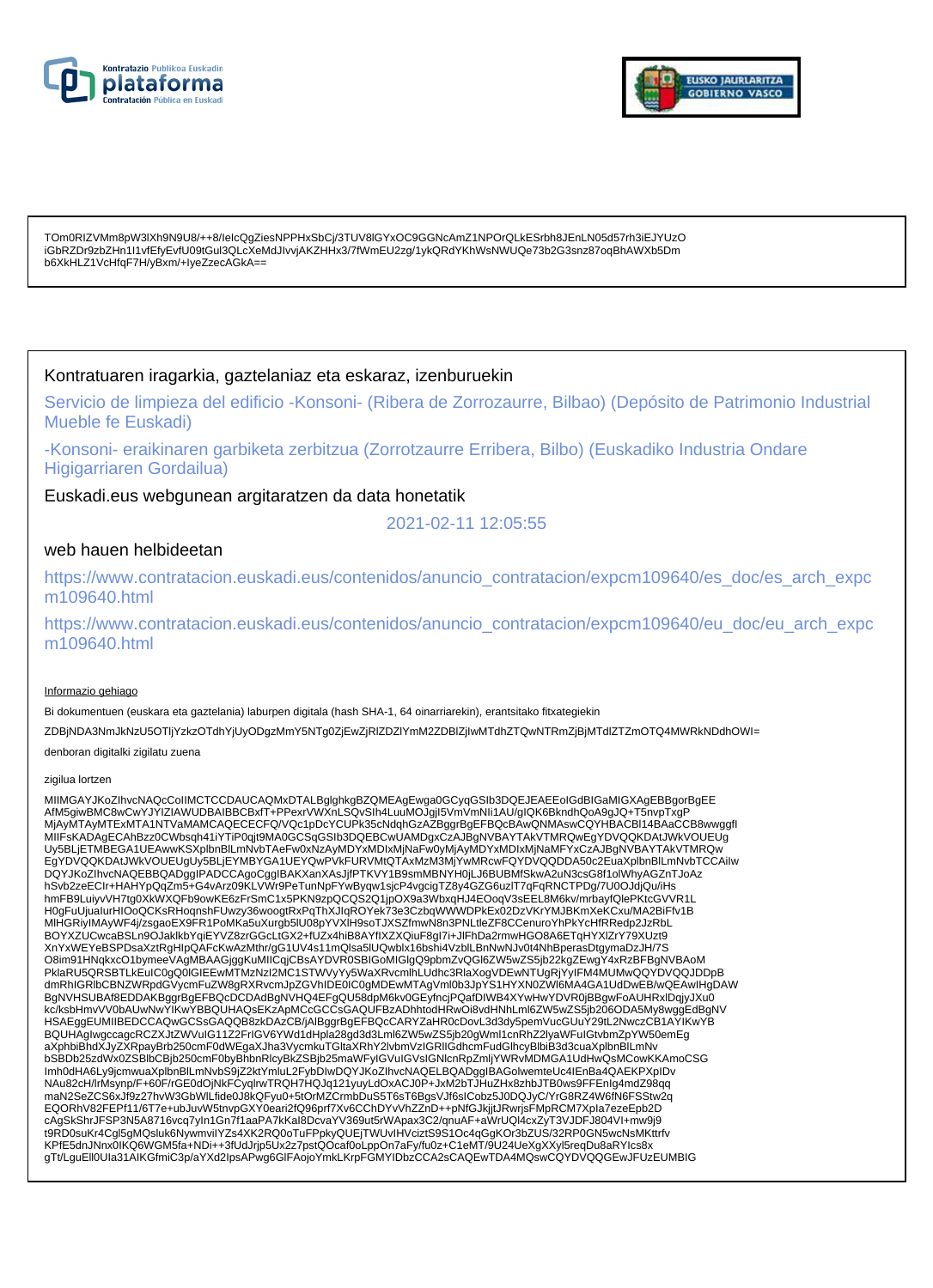Kontratazio Publikoa Euskadin plataforma Contratación Pública en Euskadi

EUSKO JAURLARITZA GOBIERNO VASCO

TOm0RIZVMm8pW3lXh9N9U8/++8/IelcQgZiesNPPHxSbCj/3TUV8lGYxOC9GGNcAmZ1NPOrQLkESrbh8JEnLN05d57rh3iEJYUzO
iGbRZDr9zbZHn1l1vfEfyEvfU09tGul3QLcXeMdJlvvjAKZHHx3/7fWmEU2zg/1ykQRdYKhWsNWUQe73b2G3snz87oqBhAWXb5Dm
b6XkHLZ1VcHfqF7H/yBxm/+IyeZzecAGkA==

Kontratuaren iragarkia, gaztelaniaz eta eskaraz, izenburuekin

Servicio de limpieza del edificio -Konsoni- (Ribera de Zorrozaurre, Bilbao) (Depósito de Patrimonio Industrial Mueble fe Euskadi)

-Konsoni- eraikinaren garbiketa zerbitzua (Zorrotzaurre Erribera, Bilbo) (Euskadiko Industria Ondare Higigarriaren Gordailua)

Euskadi.eus webgunean argitaratzen da data honetatik

2021-02-11 12:05:55

web hauen helbideetan

https://www.contratacion.euskadi.eus/contenidos/anuncio_contratacion/expcm109640/es_doc/es_arch_expcm109640.html

https://www.contratacion.euskadi.eus/contenidos/anuncio_contratacion/expcm109640/eu_doc/eu_arch_expcm109640.html

Informazio gehiago

Bi dokumentuen (euskara eta gaztelania) laburpen digitala (hash SHA-1, 64 oinarriarekin), erantsitako fitxategiekin

ZDBjNDA3NmJkNzU5OTljYzkzOTdhYjUyODgzMmY5NTg0ZjEwZjRlZDZlYmM2ZDBlZjIwMTdhZTQwNTRmZjBjMTdlZTZmOTQ4MWRkNDdhOWI=

denboran digitalki zigilatu zuena

zigilua lortzen

MIIMGAYJKoZIhvcNAQcCoIIMCTCCDAUCAQMxDTALBglghkgBZQMEAgEwga0GCyqGSIb3DQEJEAEEoIGdBIGaMIGXAgEBBgorBgEE
AfM5giwBMC8wCwYJYIZIAWUDBAIBBCBxfT+PPexrVWXnLSQvSlh4LuuMOJgjI5VmVmNIi1AU/gIQK6BkndhQoA9gJQ+T5nvpTxgP
MjAyMTAyMTExMTA1NTVaMAMCAQECECFQ/VQc1pDcYCUPk35cNdqhGzAZBggrBgEFBQcBAwQNMAswCQYHBACBl14BAaCCB8wwggfl
MIIFsKADAgECAhBzz0CWbsqh41iYTiP0qjt9MA0GCSqGSIb3DQEBCwUAMDgxCzAJBgNVBAYTAkVTMRQwEgYDVQQKDAtJWkVOUEUg
Uy5BLjETMBEGA1UEAwwKSXplbnBlLmNvbTAeFw0xNzAyMDYxMDIxMjNaFw0yMjAyMDYxMDIxMjNaMFYxCzAJBgNVBAYTAkVTMRQw
EgYDVQQKDAtJWkVOUEUgUy5BLjEYMBYGA1UEYQwPVkFURVMtQTAxMzM3MjYwMRcwFQYDVQQDDA50c2EuaXplbnBlLmNvbTCCAilw
DQYJKoZIhvcNAQEBBQADggIPADCCAgoCggIBAKXanXAsJjfPTKVY1B9smMBNYH0jLJ6BUBMfSkwA2uN3csG8f1olWhyAGZnTJoAz
hSvb2zeECIr+HAHYpQqZm5+G4vArz09KLVWr9PeTunNpFYwByqw1sjcP4vgcigTZ8y4GZG6uzlT7qFqRNCTPDg/7U0OJdjQu/iHs
hmFB9LuiyvVH7tg0XkWXQFb9owKE6zFrSmC1x5PKN9zpQCQS2Q1jpOX9a3WbxqHJ4EOoqV3sEEL8M6kv/mrbayfQlePKtcGVVR1L
H0gFuUjualurHIOoQCKsRHoqnshFUwzy36woogtRxPqThXJlqROYek73e3CzbqWWWDPkEx02DzVKrYMJBKmXeKCxu/MA2BiFfv1B
MIHGRiyIMAyWF4j/zsgaoEX9FR1PoMKa5uXurgb5lU08pYVXlH9soTJXSZfmwN8n3PNLtleZF8CCenuroYhPkYcHfRRedp2JzRbL
BOYXZUCwcaBSLn9OJaklkbYqiEYVZ8zrGGcLtGX2+fUZx4hiB8AYfIXZXQiuF8gl7i+JlFhDa2rmwHGO8A6ETqHYXlZrY79XUzt9
XnYxWEYeBSPDsaXztRgHIpQAFcKwAzMthr/gG1UV4s11mQlsa5lUQwblx16bshi4VzblLBnNwNJv0t4NhBperasDtgymaDzJH/7S
O8im91HNqkxcO1bymeeVAgMBAAGjggKuMIICqjCBsAYDVR0SBIGoMIGlgQ9pbmZvQGl6ZW5wZS5jb22kgZEwgY4xRzBFBgNVBAoM
PklaRU5QRSBTLkEuIC0gQ0lGIEEwMTMzNzI2MC1STWVyYy5WaXRvcmlhLUdhc3RlaXogVDEwNTUgRjYyIFM4MUMwQQYDVQQJDDpB
dmRhIGRlbCBNZWRpdGVycmFuZW8gRXRvcmJpZGVhIDE0IC0gMDEwMTAgVml0b3JpYS1HYXN0ZWl6MA4GA1UdDwEB/wQEAwIHgDAW
BgNVHSUBAf8EDDAKBggrBgEFBQcDCDAdBgNVHQ4EFgQU58dpM6kv0GEyfncjPQafDIWB4XYwHwYDVR0jBBgwFoAUHRxlDqjyJXu0
kc/ksbHmvVV0bAUwNwYIKwYBBQUHAQsEKzApMCcGCCsGAQUFBzADhhtodHRwOi8vdHNhLml6ZW5wZS5jb206ODA5My8wggEdBgNV
HSAEggEUMIIBEDCCAQwGCSsGAQQB8zkDAzCB/jAlBggrBgEFBQcCARYZaHR0cDovL3d3dy5pemVucGUuY29tL2NwczCB1AYIKwYB
BQUHAgIwgccagcRCZXJtZWVuIG11Z2FrIGV6YWd1dHpla28gd3d3Lml6ZW5wZS5jb20gWmI1cnRhZ2lyaWFuIGtvbmZpYW50emEg
aXphbiBhdXJyZXRpayBrb250cmF0dWEgaXJha3VycmkuTGltaXRhY2lvbmVzIGRlIGdhcmFudGlhcyBlbiB3d3cuaXplbnBlLmNv
bSBDb25zdWx0ZSBlbCBjb250cmF0byBhbnRlcyBkZSBjb25maWFyIGVuIGVsIGNlcnRpZmljYWRvMDMGA1UdHwQsMCowKKAmoCSG
ImhOdHA6Ly9jcmwuaXplbnBlLmNvbS9jZ2ktYmluL2FybDIwDQYJKoZIhvcNAQELBQADggIBAGolwemteUc4lEnBa4QAEKPXpIDv
NAu82cH/lrMsynp/F+60F/rGE0dOjNkFCyqlrwTRQH7HQJq121yuyLdOxACJ0P+JxM2bTJHuZHx8zhbJTB0ws9FFEnlg4mdZ98qq
maN2SeZCS6xJf9z27hvW3GbWlLfide0J8kQFyu0+5tOrMZCrmbDuS5T6sT6BgsVJf6sICobz5J0DQJyC/YrG8RZ4W6fN6FSStw2q
EQORhV82FEPf11/6T7e+ubJuvW5tnvpGXY0eari2fQ96prf7Xv6CChDYvVhZZnD++pNfGJkjjtJRwrjsFMpRCM7Xpla7ezeEpb2D
cAgSkShrJFSP3N5A8716vcq7yln1Gn7f1aaPA7kKal8DcvaYV369ut5rWApax3C2/qnuAF+aWrUQl4cxZyT3VJDFJ804VI+mw9j9
t9RD0suKr4Cgl5gMQsluk6NywmvilYZs4XK2RQ0oTuFPpkyQUEjTWUvIHVciztS9S1Oc4qGgKOr3bZUS/32RP0GN5wcNsMKttrfv
KPfE5dnJNnx0IKQ6WGM5fa+NDi++3fUdJrjp5Ux2z7pstQOcaf0oLppOn7aFy/fu0z+C1eMT/9U24UeXgXXyl5reqDu8aRYIcs8x
gTt/LguEll0Ula31AIKGfmiC3p/aYXd2IpsAPwg6GlFAojoYmkLKrpFGMYIDbzCCA2sCAQEwTDA4MQswCQYDVQQGEwJFUzEUMBIG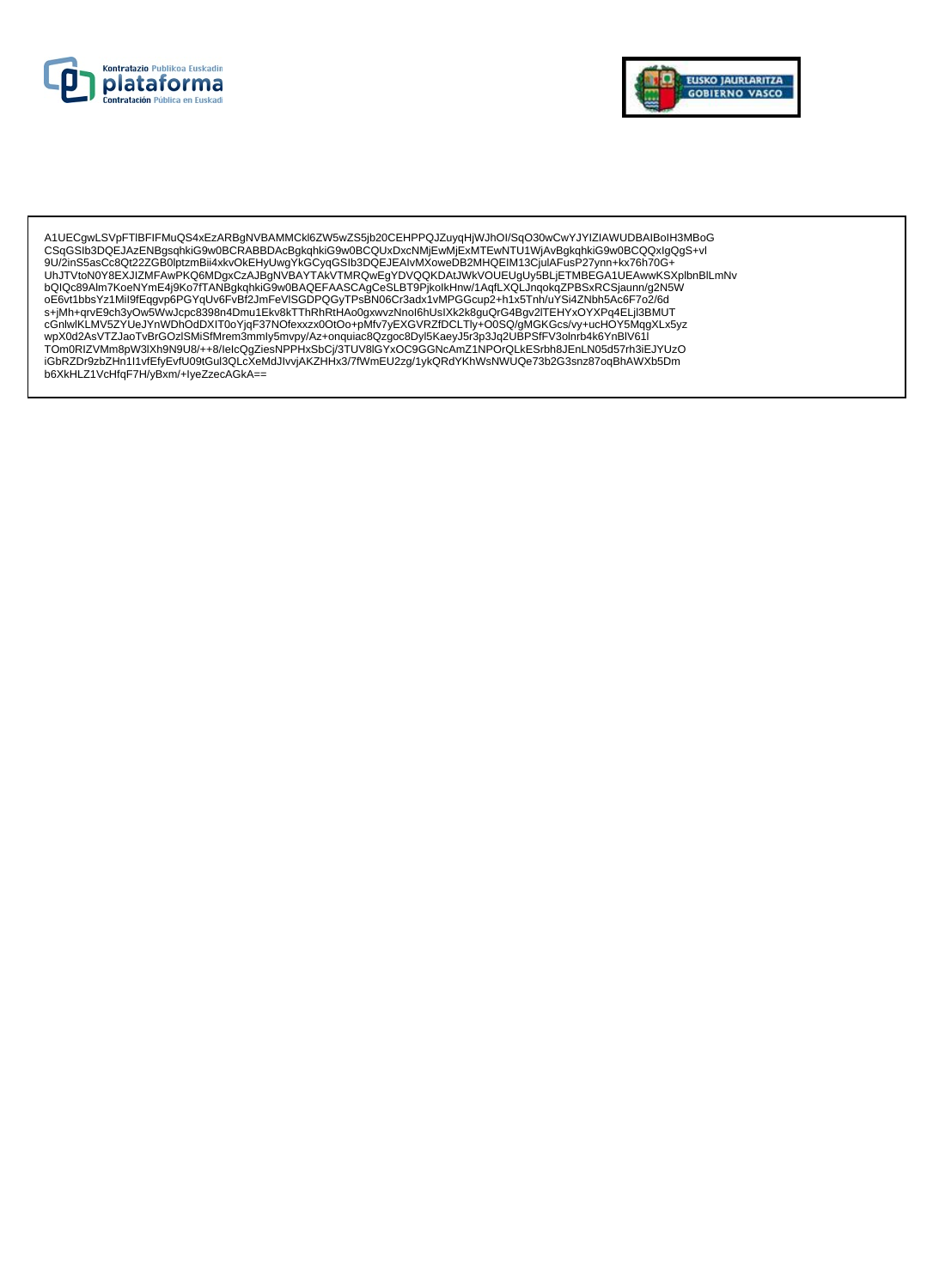A1UECgwLSVpFTlBFIFMuQS4xEzARBgNVBAMMCkl6ZW5wZS5jb20CEHPPQJZuyqHjWJhOI/SqO30wCwYJYIZIAWUDBAIBoIH3MBoG
CSqGSIb3DQEJAzENBgsqhkiG9w0BCRABBDAcBgkqhkiG9w0BCQUxDxcNMjEwMjExMTEwNTU1WjAvBgkqhkiG9w0BCQQxIgQgS+vl
9U/2inS5asCc8Qt22ZGB0lptzmBii4xkvOkEHyUwgYkGCyqGSIb3DQEJEAIvMXoweDB2MHQEIM13CjulAFusP27ynn+kx76h70G+
UhJTVtoN0Y8EXJIZMFAwPKQ6MDgxCzAJBgNVBAYTAkVTMRQwEgYDVQQKDAtJWkVOUEUgUy5BLjETMBEGA1UEAwwKSXplbnBlLmNv
bQIQc89Alm7KoeNYmE4j9Ko7fTANBgkqhkiG9w0BAQEFAASCAgCeSLBT9PjkolkHnw/1AqfLXQLJnqokqZPBSxRCSjaunn/g2N5W
oE6vt1bbsYz1MiI9fEqgvp6PGYqUv6FvBf2JmFeVlSGDPQGyTPsBN06Cr3adx1vMPGGcup2+h1x5Tnh/uYSi4ZNbh5Ac6F7o2/6d
s+jMh+qrvE9ch3yOw5WwJcpc8398n4Dmu1Ekv8kTThRhRtHAo0gxwvzNnoI6hUsIXk2k8guQrG4Bgv2lTEHYxOYXPq4ELjl3BMUT
cGnlwlKLMV5ZYUeJYnWDhOdDXIT0oYjqF37NOfexxzx0OtOo+pMfv7yEXGVRZfDCLTly+O0SQ/gMGKGcs/vy+ucHOY5MqgXLx5yz
wpX0d2AsVTZJaoTvBrGOzlSMiSfMrem3mmly5mvpy/Az+onquiac8Qzgoc8Dyl5KaeyJ5r3p3Jq2UBPSfFV3olnrb4k6YnBlV61l
TOm0RIZVMm8pW3lXh9N9U8/++8/IeIcQgZiesNPPHxSbCj/3TUV8lGYxOC9GGNcAmZ1NPOrQLkESrbh8JEnLN05d57rh3iEJYUzO
iGbRZDr9zbZHn1l1vfEfyEvfU09tGul3QLcXeMdJIvvjAKZHHx3/7fWmEU2zg/1ykQRdYKhWsNWUQe73b2G3snz87oqBhAWXb5Dm
b6XkHLZ1VcHfqF7H/yBxm/+IyeZzecAGkA==